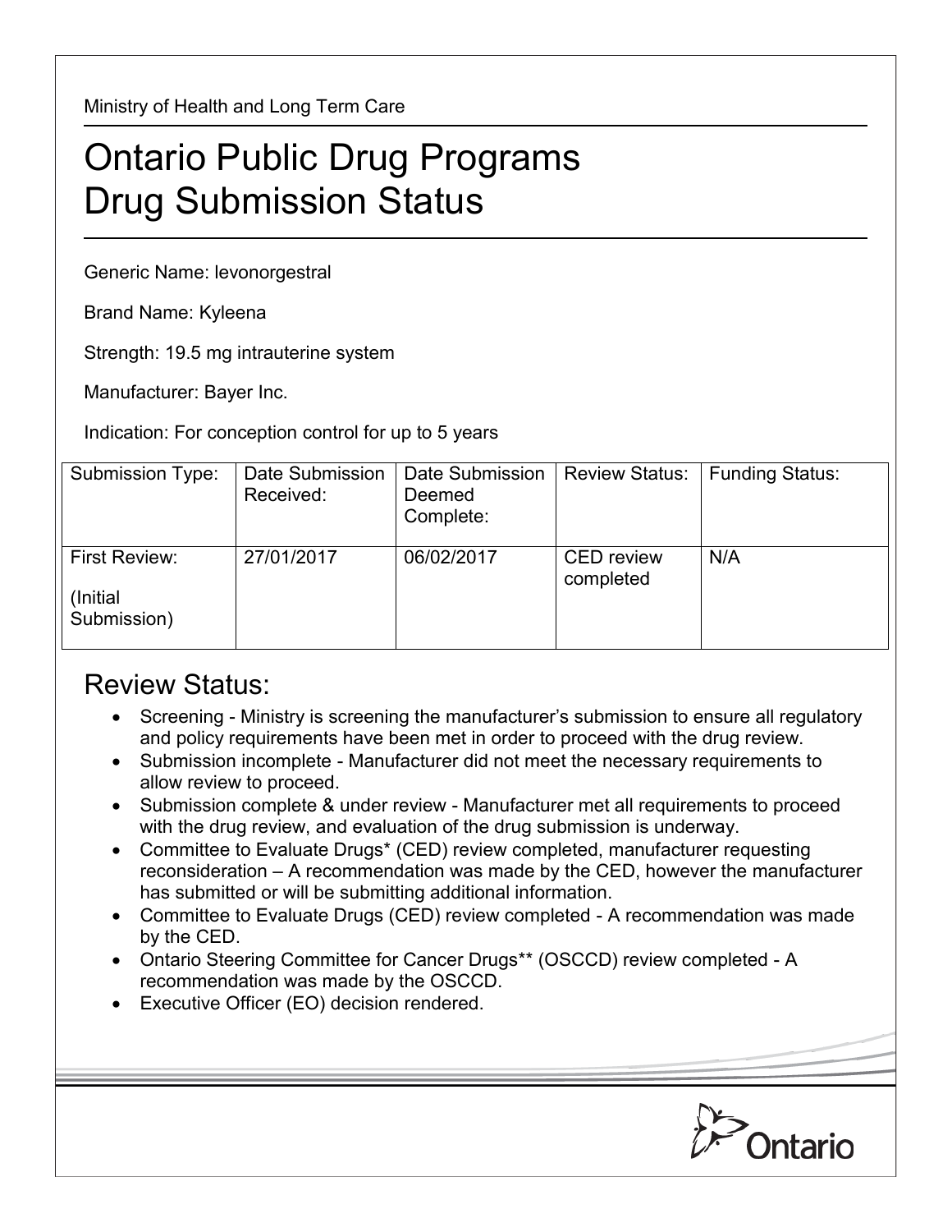Ministry of Health and Long Term Care

# Ontario Public Drug Programs
# Drug Submission Status

Generic Name: levonorgestral

Brand Name: Kyleena

Strength: 19.5 mg intrauterine system

Manufacturer: Bayer Inc.

Indication: For conception control for up to 5 years

| Submission Type: | Date Submission Received: | Date Submission Deemed Complete: | Review Status: | Funding Status: |
|---|---|---|---|---|
| First Review: (Initial Submission) | 27/01/2017 | 06/02/2017 | CED review completed | N/A |

## Review Status:

- Screening - Ministry is screening the manufacturer's submission to ensure all regulatory and policy requirements have been met in order to proceed with the drug review.
- Submission incomplete - Manufacturer did not meet the necessary requirements to allow review to proceed.
- Submission complete & under review - Manufacturer met all requirements to proceed with the drug review, and evaluation of the drug submission is underway.
- Committee to Evaluate Drugs* (CED) review completed, manufacturer requesting reconsideration – A recommendation was made by the CED, however the manufacturer has submitted or will be submitting additional information.
- Committee to Evaluate Drugs (CED) review completed - A recommendation was made by the CED.
- Ontario Steering Committee for Cancer Drugs** (OSCCD) review completed - A recommendation was made by the OSCCD.
- Executive Officer (EO) decision rendered.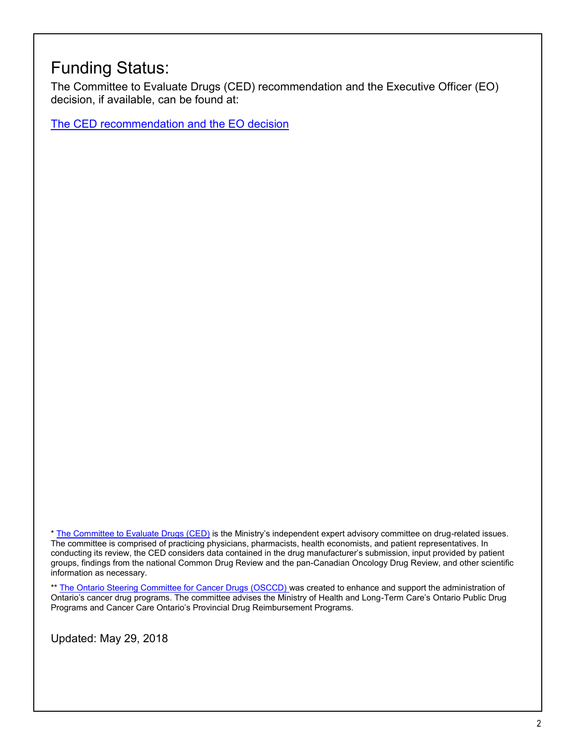# Funding Status:

The Committee to Evaluate Drugs (CED) recommendation and the Executive Officer (EO) decision, if available, can be found at:

[The CED recommendation and the EO decision]()

* [The Committee to Evaluate Drugs (CED)]() is the Ministry's independent expert advisory committee on drug-related issues. The committee is comprised of practicing physicians, pharmacists, health economists, and patient representatives. In conducting its review, the CED considers data contained in the drug manufacturer's submission, input provided by patient groups, findings from the national Common Drug Review and the pan-Canadian Oncology Drug Review, and other scientific information as necessary.

** [The Ontario Steering Committee for Cancer Drugs (OSCCD)]() was created to enhance and support the administration of Ontario's cancer drug programs. The committee advises the Ministry of Health and Long-Term Care's Ontario Public Drug Programs and Cancer Care Ontario's Provincial Drug Reimbursement Programs.

Updated: May 29, 2018